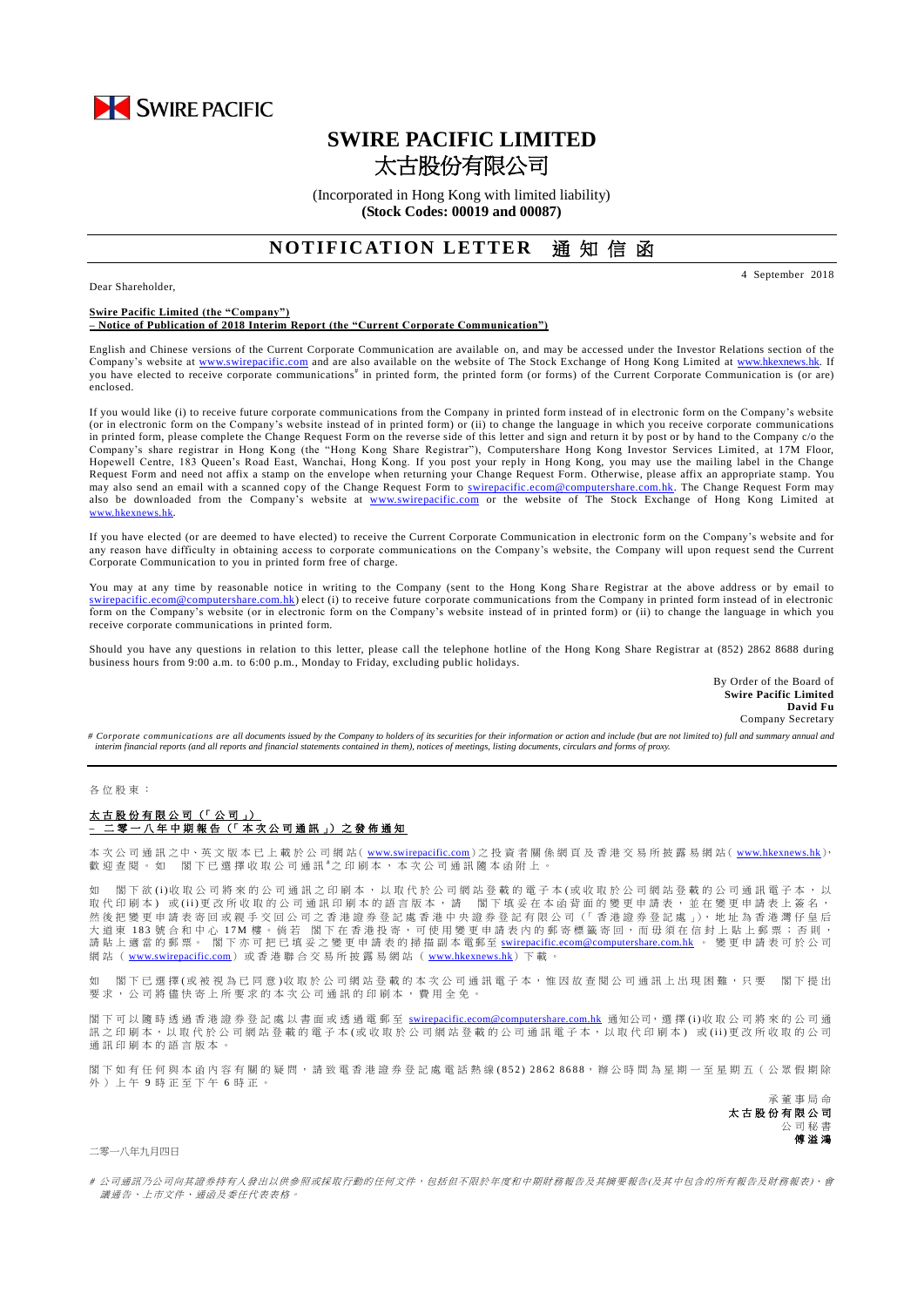SWIRE PACIFIC

# SWIRE PACIFIC LIMITED
# 太古股份有限公司

(Incorporated in Hong Kong with limited liability)
**(Stock Codes: 00019 and 00087)**

## NOTIFICATION LETTER 通知信函

4 September 2018

Dear Shareholder,

**Swire Pacific Limited (the "Company")**
**– Notice of Publication of 2018 Interim Report (the "Current Corporate Communication")**

English and Chinese versions of the Current Corporate Communication are available on, and may be accessed under the Investor Relations section of the Company's website at www.swirepacific.com and are also available on the website of The Stock Exchange of Hong Kong Limited at www.hkexnews.hk. If you have elected to receive corporate communications# in printed form, the printed form (or forms) of the Current Corporate Communication is (or are) enclosed.

If you would like (i) to receive future corporate communications from the Company in printed form instead of in electronic form on the Company's website (or in electronic form on the Company's website instead of in printed form) or (ii) to change the language in which you receive corporate communications in printed form, please complete the Change Request Form on the reverse side of this letter and sign and return it by post or by hand to the Company c/o the Company's share registrar in Hong Kong (the "Hong Kong Share Registrar"), Computershare Hong Kong Investor Services Limited, at 17M Floor, Hopewell Centre, 183 Queen's Road East, Wanchai, Hong Kong. If you post your reply in Hong Kong, you may use the mailing label in the Change Request Form and need not affix a stamp on the envelope when returning your Change Request Form. Otherwise, please affix an appropriate stamp. You may also send an email with a scanned copy of the Change Request Form to swirepacific.ecom@computershare.com.hk. The Change Request Form may also be downloaded from the Company's website at www.swirepacific.com or the website of The Stock Exchange of Hong Kong Limited at www.hkexnews.hk.

If you have elected (or are deemed to have elected) to receive the Current Corporate Communication in electronic form on the Company's website and for any reason have difficulty in obtaining access to corporate communications on the Company's website, the Company will upon request send the Current Corporate Communication to you in printed form free of charge.

You may at any time by reasonable notice in writing to the Company (sent to the Hong Kong Share Registrar at the above address or by email to swirepacific.ecom@computershare.com.hk) elect (i) to receive future corporate communications from the Company in printed form instead of in electronic form on the Company's website (or in electronic form on the Company's website instead of in printed form) or (ii) to change the language in which you receive corporate communications in printed form.

Should you have any questions in relation to this letter, please call the telephone hotline of the Hong Kong Share Registrar at (852) 2862 8688 during business hours from 9:00 a.m. to 6:00 p.m., Monday to Friday, excluding public holidays.

By Order of the Board of
**Swire Pacific Limited**
**David Fu**
Company Secretary

*# Corporate communications are all documents issued by the Company to holders of its securities for their information or action and include (but are not limited to) full and summary annual and interim financial reports (and all reports and financial statements contained in them), notices of meetings, listing documents, circulars and forms of proxy.*

---

各位股東：

**太古股份有限公司（「公司」）**
**– 二零一八年中期報告（「本次公司通訊」）之發佈通知**

本次公司通訊之中、英文版本已上載於公司網站（www.swirepacific.com）之投資者關係網頁及香港交易所披露易網站（www.hkexnews.hk），歡迎查閱。如 閣下已選擇收取公司通訊#之印刷本，本次公司通訊隨本函附上。

如 閣下欲(i)收取公司將來的公司通訊之印刷本，以取代於公司網站登載的電子本(或收取於公司網站登載的公司通訊電子本，以取代印刷本) 或(ii)更改所收取的公司通訊印刷本的語言版本，請 閣下填妥在本函背面的變更申請表，並在變更申請表上簽名，然後把變更申請表寄回或親手交回公司之香港證券登記處香港中央證券登記有限公司（「香港證券登記處」），地址為香港灣仔皇后大道東 183 號合和中心 17M 樓。倘若 閣下在香港投寄，可使用變更申請表內的郵寄標籤寄回，而毋須在信封上貼上郵票；否則，請貼上適當的郵票。 閣下亦可把已填妥之變更申請表的掃描副本電郵至 swirepacific.ecom@computershare.com.hk 。變更申請表可於公司網站（www.swirepacific.com）或香港聯合交易所披露易網站（www.hkexnews.hk）下載。

如 閣下已選擇(或被視為已同意)收取於公司網站登載的本次公司通訊電子本，惟因故查閱公司通訊上出現困難，只要 閣下提出要求，公司將儘快寄上所要求的本次公司通訊的印刷本，費用全免。

閣下可以隨時透過香港證券登記處以書面或透過電郵至 swirepacific.ecom@computershare.com.hk 通知公司，選擇(i)收取公司將來的公司通訊之印刷本，以取代於公司網站登載的電子本(或收取於公司網站登載的公司通訊電子本，以取代印刷本) 或(ii)更改所收取的公司通訊印刷本的語言版本。

閣下如有任何與本函內容有關的疑問，請致電香港證券登記處電話熱線(852) 2862 8688，辦公時間為星期一至星期五（公眾假期除外）上午 9 時正至下午 6 時正。

承董事局命
**太古股份有限公司**
公司秘書
**傅溢鴻**

二零一八年九月四日

*# 公司通訊乃公司向其證券持有人發出以供參照或採取行動的任何文件，包括但不限於年度和中期財務報告及其摘要報告(及其中包含的所有報告及財務報表)、會議通告、上市文件、通函及委任代表表格。*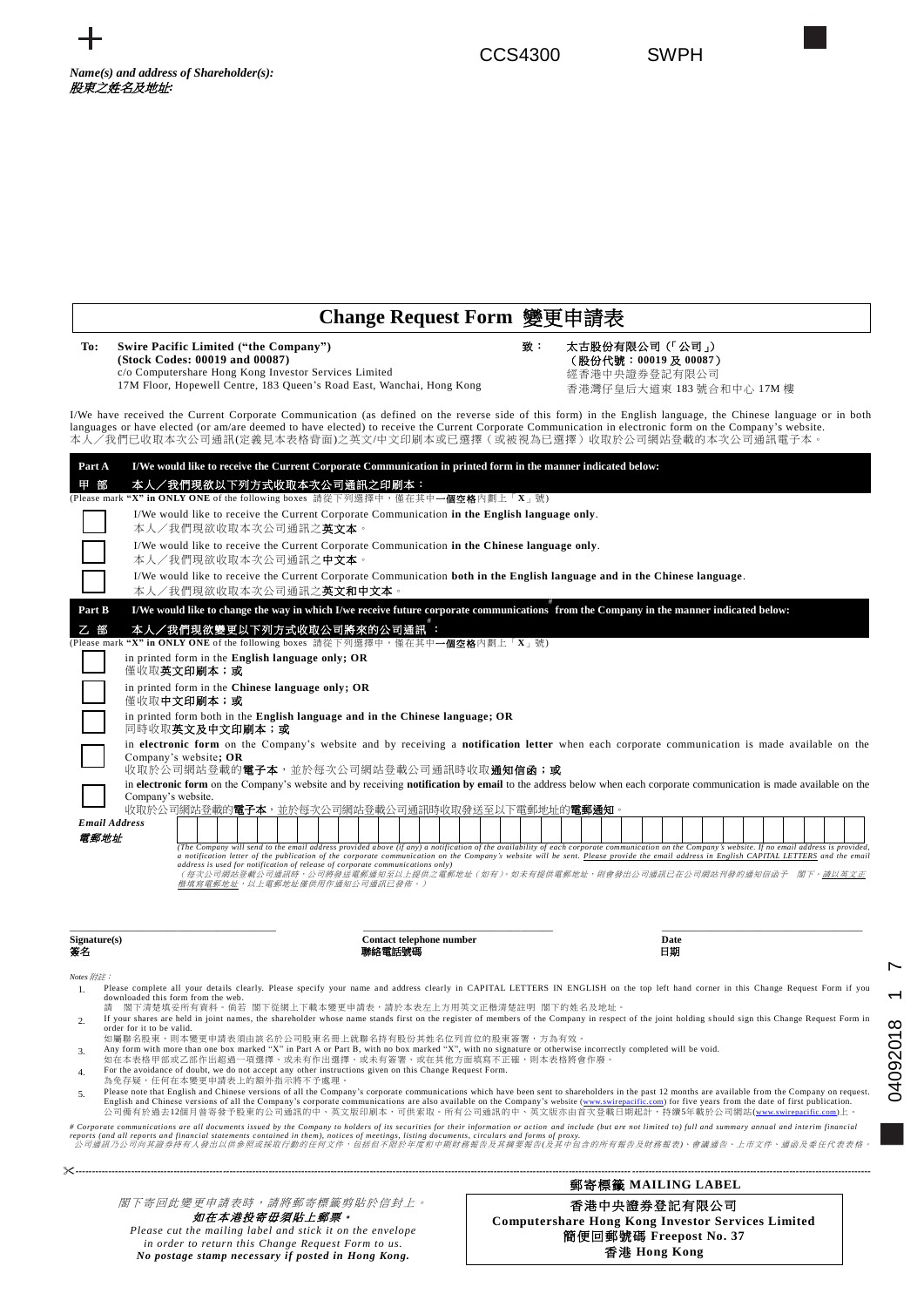CCS4300 SWPH

*Name(s) and address of Shareholder(s):*
*股東之姓名及地址:*

# Change Request Form 變更申請表

**To:** **Swire Pacific Limited ("the Company")**
**(Stock Codes: 00019 and 00087)**
c/o Computershare Hong Kong Investor Services Limited
17M Floor, Hopewell Centre, 183 Queen's Road East, Wanchai, Hong Kong

**致：** **太古股份有限公司（「公司」）**
**（股份代號：00019 及 00087）**
經香港中央證券登記有限公司
香港灣仔皇后大道東 183 號合和中心 17M 樓

I/We have received the Current Corporate Communication (as defined on the reverse side of this form) in the English language, the Chinese language or in both languages or have elected (or am/are deemed to have elected) to receive the Current Corporate Communication in electronic form on the Company's website.
本人／我們已收取本次公司通訊(定義見本表格背面)之英文/中文印刷本或已選擇（或被視為已選擇）收取於公司網站登載的本次公司通訊電子本。

## Part A 甲 部

**I/We would like to receive the Current Corporate Communication in printed form in the manner indicated below:**
**本人／我們現欲以下列方式收取本次公司通訊之印刷本：**

(Please mark **"X" in ONLY ONE** of the following boxes 請從下列選擇中，僅在其中**一個空格**內劃上「**X**」號)

- ☐ I/We would like to receive the Current Corporate Communication **in the English language only**.
  本人／我們現欲收取本次公司通訊之**英文本**。
- ☐ I/We would like to receive the Current Corporate Communication **in the Chinese language only**.
  本人／我們現欲收取本次公司通訊之**中文本**。
- ☐ I/We would like to receive the Current Corporate Communication **both in the English language and in the Chinese language**.
  本人／我們現欲收取本次公司通訊之**英文和中文本**。

## Part B 乙 部

**I/We would like to change the way in which I/we receive future corporate communications# from the Company in the manner indicated below:**
**本人／我們現欲變更以下列方式收取公司將來的公司通訊#：**

(Please mark **"X" in ONLY ONE** of the following boxes 請從下列選擇中，僅在其中**一個空格**內劃上「**X**」號)

- ☐ in printed form in the **English language only; OR**
  僅收取**英文印刷本；或**
- ☐ in printed form in the **Chinese language only; OR**
  僅收取**中文印刷本；或**
- ☐ in printed form both in the **English language and in the Chinese language; OR**
  同時收取**英文及中文印刷本；或**
- ☐ in **electronic form** on the Company's website and by receiving a **notification letter** when each corporate communication is made available on the Company's website**; OR**
  收取於公司網站登載的**電子本**，並於每次公司網站登載公司通訊時收取**通知信函；或**
- ☐ in **electronic form** on the Company's website and by receiving **notification by email** to the address below when each corporate communication is made available on the Company's website.
  收取於公司網站登載的**電子本**，並於每次公司網站登載公司通訊時收取發送至以下電郵地址的**電郵通知**。

***Email Address***
***電郵地址***

*(The Company will send to the email address provided above (if any) a notification of the availability of each corporate communication on the Company's website. If no email address is provided, a notification letter of the publication of the corporate communication on the Company's website will be sent. Please provide the email address in English CAPITAL LETTERS and the email address is used for notification of release of corporate communications only)*
*（每次公司網站登載公司通訊時，公司將發送電郵通知至以上提供之電郵地址（如有）。如未有提供電郵地址，則會發出公司通訊已在公司網站刊發的通知信函予　閣下。請以英文正楷填寫電郵地址，以上電郵地址僅供用作通知公司通訊已發佈。）*

**Signature(s)**
**簽名**

**Contact telephone number**
**聯絡電話號碼**

**Date**
**日期**

*Notes 附註：*

1. Please complete all your details clearly. Please specify your name and address clearly in CAPITAL LETTERS IN ENGLISH on the top left hand corner in this Change Request Form if you downloaded this form from the web.
   請　閣下清楚填妥所有資料。倘若　閣下從網上下載本變更申請表，請於本表左上方用英文正楷清楚註明　閣下的姓名及地址。
2. If your shares are held in joint names, the shareholder whose name stands first on the register of members of the Company in respect of the joint holding should sign this Change Request Form in order for it to be valid.
   如屬聯名股東，則本變更申請表須由該名於公司股東名冊上就聯名持有股份其姓名位列首位的股東簽署，方為有效。
3. Any form with more than one box marked "X" in Part A or Part B, with no box marked "X", with no signature or otherwise incorrectly completed will be void.
   如在本表格甲部或乙部作出超過一項選擇、或未有作出選擇、或未有簽署、或在其他方面填寫不正確，則本表格將會作廢。
4. For the avoidance of doubt, we do not accept any other instructions given on this Change Request Form.
   為免存疑，任何在本變更申請表上的額外指示將不予處理。
5. Please note that English and Chinese versions of all the Company's corporate communications which have been sent to shareholders in the past 12 months are available from the Company on request. English and Chinese versions of all the Company's corporate communications are also available on the Company's website (www.swirepacific.com) for five years from the date of first publication.
   公司備有於過去12個月曾寄發予股東的公司通訊的中、英文版印刷本，可供索取。所有公司通訊的中、英文版亦由首次登載日期起計，持續5年載於公司網站(www.swirepacific.com)上。

*# Corporate communications are all documents issued by the Company to holders of its securities for their information or action and include (but are not limited to) full and summary annual and interim financial reports (and all reports and financial statements contained in them), notices of meetings, listing documents, circulars and forms of proxy.*
*公司通訊乃公司向其證券持有人發出以供參照或採取行動的任何文件，包括但不限於年度和中期財務報告及其摘要報告(及其中包含的所有報告及財務報表)、會議通告、上市文件、通函及委任代表表格。*

---

*閣下寄回此變更申請表時，請將郵寄標籤剪貼於信封上。*
***如在本港投寄毋須貼上郵票。***
*Please cut the mailing label and stick it on the envelope in order to return this Change Request Form to us.*
***No postage stamp necessary if posted in Hong Kong.***

**郵寄標籤 MAILING LABEL**

**香港中央證券登記有限公司**
**Computershare Hong Kong Investor Services Limited**
**簡便回郵號碼 Freepost No. 37**
**香港 Hong Kong**

04092018 1 7